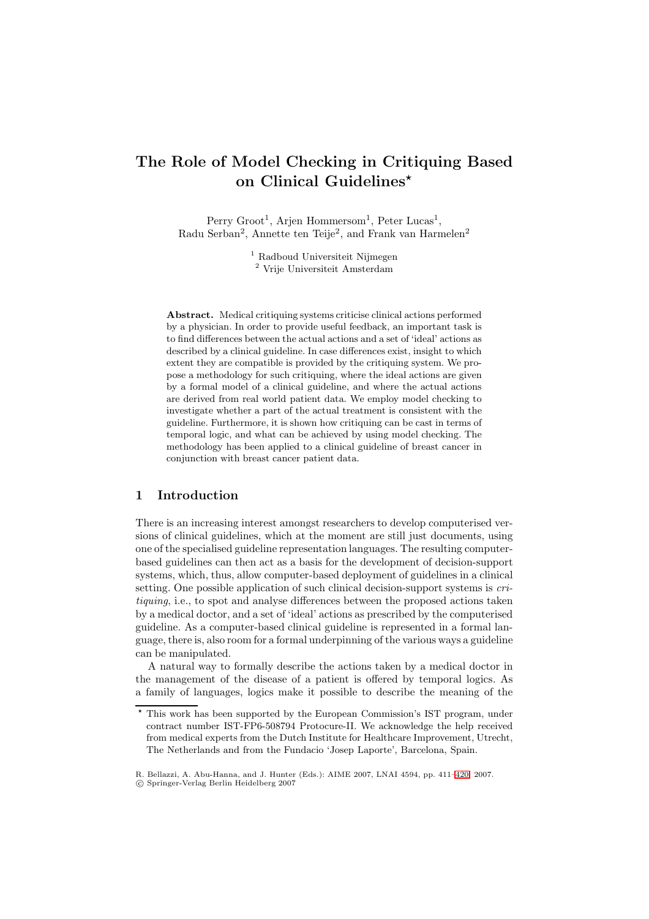# The Role of Model Checking in Critiquing Based on Clinical Guidelines*

Perry Groot[1], Arjen Hommersom[1], Peter Lucas[1], Radu Serban[2], Annette ten Teije[2], and Frank van Harmelen[2]

[1] Radboud Universiteit Nijmegen
[2] Vrije Universiteit Amsterdam

**Abstract.** Medical critiquing systems criticise clinical actions performed by a physician. In order to provide useful feedback, an important task is to find differences between the actual actions and a set of 'ideal' actions as described by a clinical guideline. In case differences exist, insight to which extent they are compatible is provided by the critiquing system. We propose a methodology for such critiquing, where the ideal actions are given by a formal model of a clinical guideline, and where the actual actions are derived from real world patient data. We employ model checking to investigate whether a part of the actual treatment is consistent with the guideline. Furthermore, it is shown how critiquing can be cast in terms of temporal logic, and what can be achieved by using model checking. The methodology has been applied to a clinical guideline of breast cancer in conjunction with breast cancer patient data.

## 1 Introduction

There is an increasing interest amongst researchers to develop computerised versions of clinical guidelines, which at the moment are still just documents, using one of the specialised guideline representation languages. The resulting computer-based guidelines can then act as a basis for the development of decision-support systems, which, thus, allow computer-based deployment of guidelines in a clinical setting. One possible application of such clinical decision-support systems is *critiquing*, i.e., to spot and analyse differences between the proposed actions taken by a medical doctor, and a set of 'ideal' actions as prescribed by the computerised guideline. As a computer-based clinical guideline is represented in a formal language, there is, also room for a formal underpinning of the various ways a guideline can be manipulated.

A natural way to formally describe the actions taken by a medical doctor in the management of the disease of a patient is offered by temporal logics. As a family of languages, logics make it possible to describe the meaning of the

* This work has been supported by the European Commission's IST program, under contract number IST-FP6-508794 Protocure-II. We acknowledge the help received from medical experts from the Dutch Institute for Healthcare Improvement, Utrecht, The Netherlands and from the Fundacio 'Josep Laporte', Barcelona, Spain.

R. Bellazzi, A. Abu-Hanna, and J. Hunter (Eds.): AIME 2007, LNAI 4594, pp. 411–420, 2007.
© Springer-Verlag Berlin Heidelberg 2007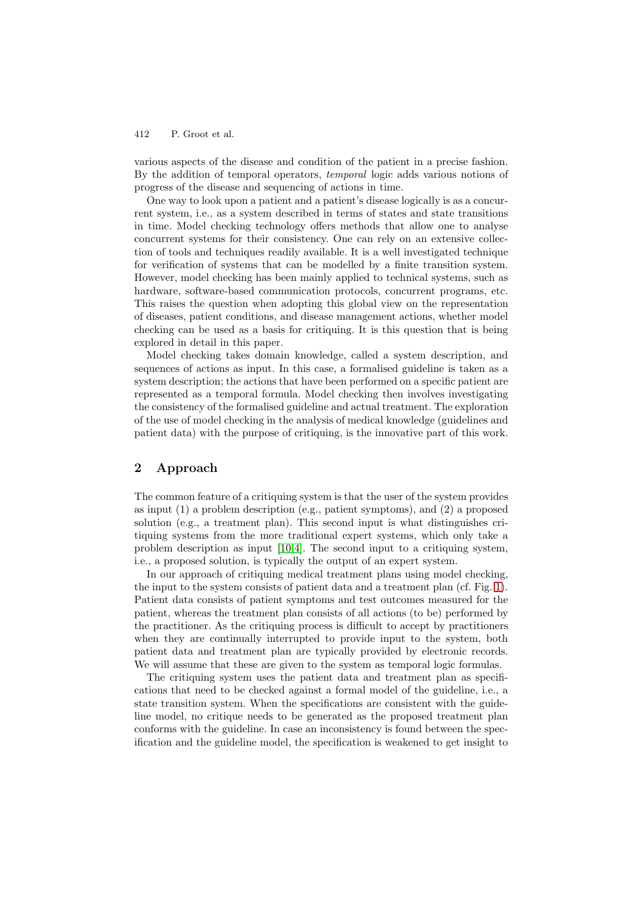various aspects of the disease and condition of the patient in a precise fashion. By the addition of temporal operators, *temporal* logic adds various notions of progress of the disease and sequencing of actions in time.

One way to look upon a patient and a patient's disease logically is as a concurrent system, i.e., as a system described in terms of states and state transitions in time. Model checking technology offers methods that allow one to analyse concurrent systems for their consistency. One can rely on an extensive collection of tools and techniques readily available. It is a well investigated technique for verification of systems that can be modelled by a finite transition system. However, model checking has been mainly applied to technical systems, such as hardware, software-based communication protocols, concurrent programs, etc. This raises the question when adopting this global view on the representation of diseases, patient conditions, and disease management actions, whether model checking can be used as a basis for critiquing. It is this question that is being explored in detail in this paper.

Model checking takes domain knowledge, called a system description, and sequences of actions as input. In this case, a formalised guideline is taken as a system description; the actions that have been performed on a specific patient are represented as a temporal formula. Model checking then involves investigating the consistency of the formalised guideline and actual treatment. The exploration of the use of model checking in the analysis of medical knowledge (guidelines and patient data) with the purpose of critiquing, is the innovative part of this work.

## 2 Approach

The common feature of a critiquing system is that the user of the system provides as input (1) a problem description (e.g., patient symptoms), and (2) a proposed solution (e.g., a treatment plan). This second input is what distinguishes critiquing systems from the more traditional expert systems, which only take a problem description as input [10,4]. The second input to a critiquing system, i.e., a proposed solution, is typically the output of an expert system.

In our approach of critiquing medical treatment plans using model checking, the input to the system consists of patient data and a treatment plan (cf. Fig. 1). Patient data consists of patient symptoms and test outcomes measured for the patient, whereas the treatment plan consists of all actions (to be) performed by the practitioner. As the critiquing process is difficult to accept by practitioners when they are continually interrupted to provide input to the system, both patient data and treatment plan are typically provided by electronic records. We will assume that these are given to the system as temporal logic formulas.

The critiquing system uses the patient data and treatment plan as specifications that need to be checked against a formal model of the guideline, i.e., a state transition system. When the specifications are consistent with the guideline model, no critique needs to be generated as the proposed treatment plan conforms with the guideline. In case an inconsistency is found between the specification and the guideline model, the specification is weakened to get insight to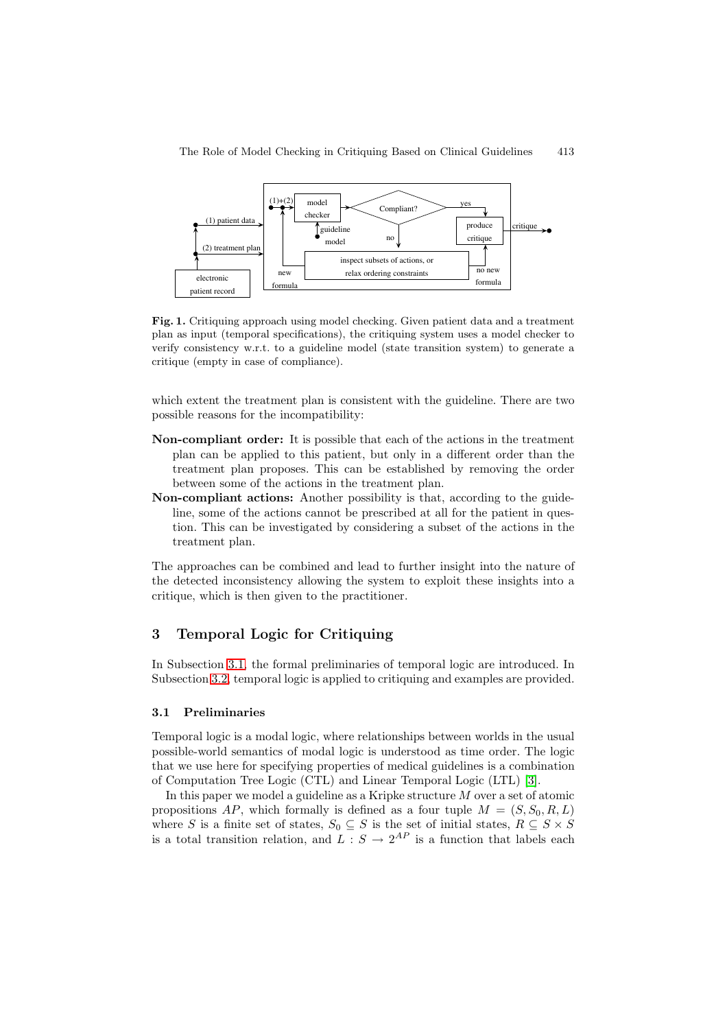**Fig. 1.** Critiquing approach using model checking. Given patient data and a treatment plan as input (temporal specifications), the critiquing system uses a model checker to verify consistency w.r.t. to a guideline model (state transition system) to generate a critique (empty in case of compliance).

which extent the treatment plan is consistent with the guideline. There are two possible reasons for the incompatibility:

**Non-compliant order:** It is possible that each of the actions in the treatment plan can be applied to this patient, but only in a different order than the treatment plan proposes. This can be established by removing the order between some of the actions in the treatment plan.

**Non-compliant actions:** Another possibility is that, according to the guideline, some of the actions cannot be prescribed at all for the patient in question. This can be investigated by considering a subset of the actions in the treatment plan.

The approaches can be combined and lead to further insight into the nature of the detected inconsistency allowing the system to exploit these insights into a critique, which is then given to the practitioner.

## 3 Temporal Logic for Critiquing

In Subsection 3.1, the formal preliminaries of temporal logic are introduced. In Subsection 3.2, temporal logic is applied to critiquing and examples are provided.

### 3.1 Preliminaries

Temporal logic is a modal logic, where relationships between worlds in the usual possible-world semantics of modal logic is understood as time order. The logic that we use here for specifying properties of medical guidelines is a combination of Computation Tree Logic (CTL) and Linear Temporal Logic (LTL) [3].

In this paper we model a guideline as a Kripke structure $M$ over a set of atomic propositions $AP$, which formally is defined as a four tuple $M = (S, S_0, R, L)$ where $S$ is a finite set of states, $S_0 \subseteq S$ is the set of initial states, $R \subseteq S \times S$ is a total transition relation, and $L : S \to 2^{AP}$ is a function that labels each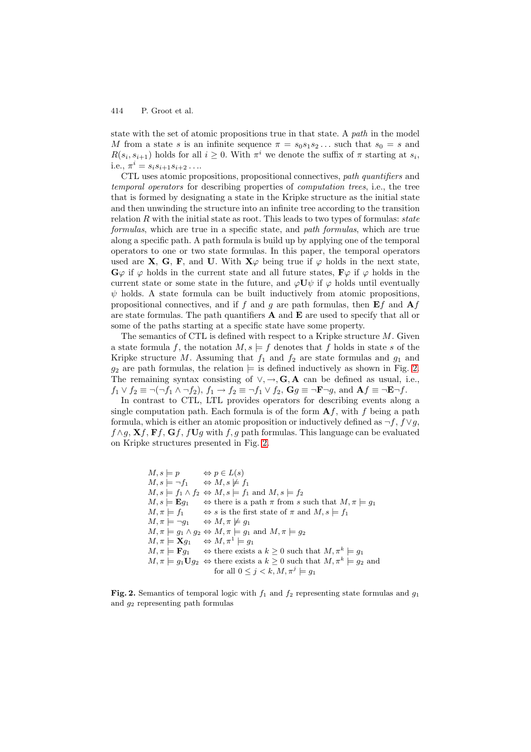state with the set of atomic propositions true in that state. A *path* in the model $M$ from a state $s$ is an infinite sequence $\pi = s_0 s_1 s_2 \ldots$ such that $s_0 = s$ and $R(s_i, s_{i+1})$ holds for all $i \geq 0$. With $\pi^i$ we denote the suffix of $\pi$ starting at $s_i$, i.e., $\pi^i = s_i s_{i+1} s_{i+2} \ldots$.

CTL uses atomic propositions, propositional connectives, *path quantifiers* and *temporal operators* for describing properties of *computation trees*, i.e., the tree that is formed by designating a state in the Kripke structure as the initial state and then unwinding the structure into an infinite tree according to the transition relation $R$ with the initial state as root. This leads to two types of formulas: *state formulas*, which are true in a specific state, and *path formulas*, which are true along a specific path. A path formula is build up by applying one of the temporal operators to one or two state formulas. In this paper, the temporal operators used are $\mathbf{X}$, $\mathbf{G}$, $\mathbf{F}$, and $\mathbf{U}$. With $\mathbf{X}\varphi$ being true if $\varphi$ holds in the next state, $\mathbf{G}\varphi$ if $\varphi$ holds in the current state and all future states, $\mathbf{F}\varphi$ if $\varphi$ holds in the current state or some state in the future, and $\varphi\mathbf{U}\psi$ if $\varphi$ holds until eventually $\psi$ holds. A state formula can be built inductively from atomic propositions, propositional connectives, and if $f$ and $g$ are path formulas, then $\mathbf{E}f$ and $\mathbf{A}f$ are state formulas. The path quantifiers $\mathbf{A}$ and $\mathbf{E}$ are used to specify that all or some of the paths starting at a specific state have some property.

The semantics of CTL is defined with respect to a Kripke structure $M$. Given a state formula $f$, the notation $M, s \models f$ denotes that $f$ holds in state $s$ of the Kripke structure $M$. Assuming that $f_1$ and $f_2$ are state formulas and $g_1$ and $g_2$ are path formulas, the relation $\models$ is defined inductively as shown in Fig. 2. The remaining syntax consisting of $\vee, \rightarrow, \mathbf{G}, \mathbf{A}$ can be defined as usual, i.e., $f_1 \vee f_2 \equiv \neg(\neg f_1 \wedge \neg f_2)$, $f_1 \rightarrow f_2 \equiv \neg f_1 \vee f_2$, $\mathbf{G}g \equiv \neg\mathbf{F}\neg g$, and $\mathbf{A}f \equiv \neg\mathbf{E}\neg f$.

In contrast to CTL, LTL provides operators for describing events along a single computation path. Each formula is of the form $\mathbf{A}f$, with $f$ being a path formula, which is either an atomic proposition or inductively defined as $\neg f$, $f \vee g$, $f \wedge g$, $\mathbf{X}f$, $\mathbf{F}f$, $\mathbf{G}f$, $f\mathbf{U}g$ with $f, g$ path formulas. This language can be evaluated on Kripke structures presented in Fig. 2.

$$
\begin{array}{lll}
M, s \models p & \Leftrightarrow & p \in L(s) \\
M, s \models \neg f_1 & \Leftrightarrow & M, s \not\models f_1 \\
M, s \models f_1 \wedge f_2 & \Leftrightarrow & M, s \models f_1 \text{ and } M, s \models f_2 \\
M, s \models \mathbf{E}g_1 & \Leftrightarrow & \text{there is a path } \pi \text{ from } s \text{ such that } M, \pi \models g_1 \\
M, \pi \models f_1 & \Leftrightarrow & s \text{ is the first state of } \pi \text{ and } M, s \models f_1 \\
M, \pi \models \neg g_1 & \Leftrightarrow & M, \pi \not\models g_1 \\
M, \pi \models g_1 \wedge g_2 & \Leftrightarrow & M, \pi \models g_1 \text{ and } M, \pi \models g_2 \\
M, \pi \models \mathbf{X}g_1 & \Leftrightarrow & M, \pi^1 \models g_1 \\
M, \pi \models \mathbf{F}g_1 & \Leftrightarrow & \text{there exists a } k \geq 0 \text{ such that } M, \pi^k \models g_1 \\
M, \pi \models g_1\mathbf{U}g_2 & \Leftrightarrow & \text{there exists a } k \geq 0 \text{ such that } M, \pi^k \models g_2 \text{ and} \\
 & & \text{for all } 0 \leq j < k, M, \pi^j \models g_1
\end{array}
$$

**Fig. 2.** Semantics of temporal logic with $f_1$ and $f_2$ representing state formulas and $g_1$ and $g_2$ representing path formulas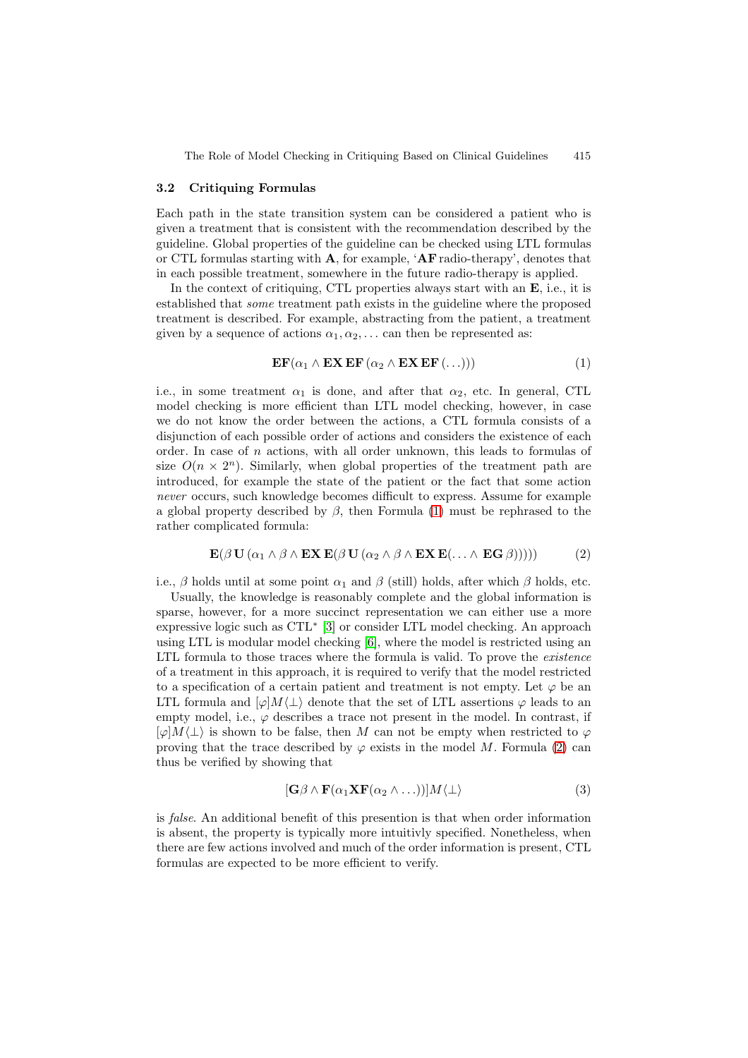### 3.2 Critiquing Formulas

Each path in the state transition system can be considered a patient who is given a treatment that is consistent with the recommendation described by the guideline. Global properties of the guideline can be checked using LTL formulas or CTL formulas starting with $\mathbf{A}$, for example, '$\mathbf{AF}$ radio-therapy', denotes that in each possible treatment, somewhere in the future radio-therapy is applied.

In the context of critiquing, CTL properties always start with an $\mathbf{E}$, i.e., it is established that *some* treatment path exists in the guideline where the proposed treatment is described. For example, abstracting from the patient, a treatment given by a sequence of actions $\alpha_1, \alpha_2, \ldots$ can then be represented as:

$$\mathbf{EF}(\alpha_1 \wedge \mathbf{EX}\,\mathbf{EF}\,(\alpha_2 \wedge \mathbf{EX}\,\mathbf{EF}\,(\ldots))) \tag{1}$$

i.e., in some treatment $\alpha_1$ is done, and after that $\alpha_2$, etc. In general, CTL model checking is more efficient than LTL model checking, however, in case we do not know the order between the actions, a CTL formula consists of a disjunction of each possible order of actions and considers the existence of each order. In case of $n$ actions, with all order unknown, this leads to formulas of size $O(n \times 2^n)$. Similarly, when global properties of the treatment path are introduced, for example the state of the patient or the fact that some action *never* occurs, such knowledge becomes difficult to express. Assume for example a global property described by $\beta$, then Formula (1) must be rephrased to the rather complicated formula:

$$\mathbf{E}(\beta\,\mathbf{U}\,(\alpha_1 \wedge \beta \wedge \mathbf{EX}\,\mathbf{E}(\beta\,\mathbf{U}\,(\alpha_2 \wedge \beta \wedge \mathbf{EX}\,\mathbf{E}(\ldots \wedge\, \mathbf{EG}\,\beta))))) \tag{2}$$

i.e., $\beta$ holds until at some point $\alpha_1$ and $\beta$ (still) holds, after which $\beta$ holds, etc.

Usually, the knowledge is reasonably complete and the global information is sparse, however, for a more succinct representation we can either use a more expressive logic such as CTL* [3] or consider LTL model checking. An approach using LTL is modular model checking [6], where the model is restricted using an LTL formula to those traces where the formula is valid. To prove the *existence* of a treatment in this approach, it is required to verify that the model restricted to a specification of a certain patient and treatment is not empty. Let $\varphi$ be an LTL formula and $[\varphi]M\langle\bot\rangle$ denote that the set of LTL assertions $\varphi$ leads to an empty model, i.e., $\varphi$ describes a trace not present in the model. In contrast, if $[\varphi]M\langle\bot\rangle$ is shown to be false, then $M$ can not be empty when restricted to $\varphi$ proving that the trace described by $\varphi$ exists in the model $M$. Formula (2) can thus be verified by showing that

$$[\mathbf{G}\beta \wedge \mathbf{F}(\alpha_1 \mathbf{XF}(\alpha_2 \wedge \ldots))]M\langle\bot\rangle \tag{3}$$

is *false*. An additional benefit of this presention is that when order information is absent, the property is typically more intuitivly specified. Nonetheless, when there are few actions involved and much of the order information is present, CTL formulas are expected to be more efficient to verify.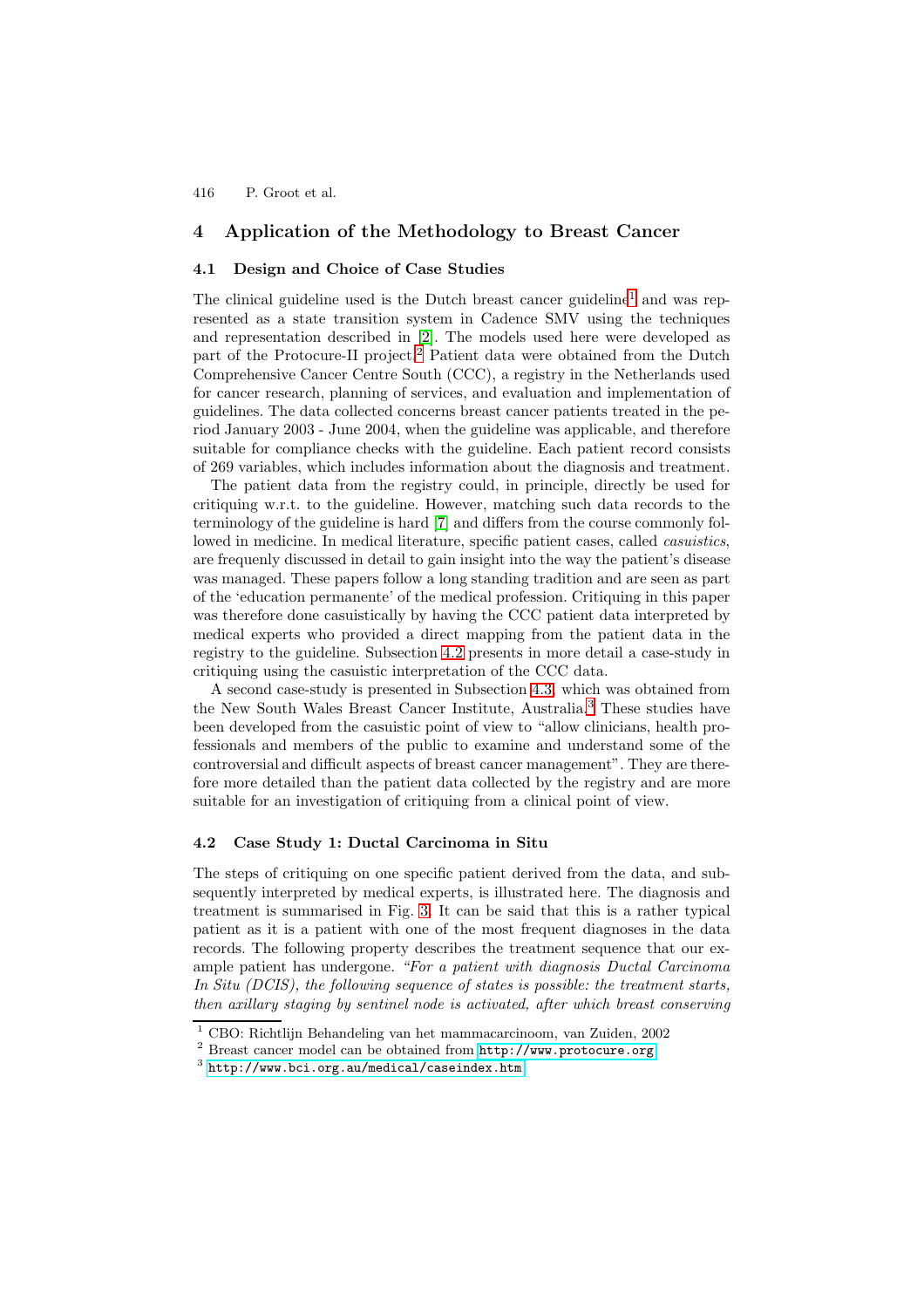## 4 Application of the Methodology to Breast Cancer

### 4.1 Design and Choice of Case Studies

The clinical guideline used is the Dutch breast cancer guideline[1] and was represented as a state transition system in Cadence SMV using the techniques and representation described in [2]. The models used here were developed as part of the Protocure-II project.[2] Patient data were obtained from the Dutch Comprehensive Cancer Centre South (CCC), a registry in the Netherlands used for cancer research, planning of services, and evaluation and implementation of guidelines. The data collected concerns breast cancer patients treated in the period January 2003 - June 2004, when the guideline was applicable, and therefore suitable for compliance checks with the guideline. Each patient record consists of 269 variables, which includes information about the diagnosis and treatment.

The patient data from the registry could, in principle, directly be used for critiquing w.r.t. to the guideline. However, matching such data records to the terminology of the guideline is hard [7] and differs from the course commonly followed in medicine. In medical literature, specific patient cases, called *casuistics*, are frequenly discussed in detail to gain insight into the way the patient's disease was managed. These papers follow a long standing tradition and are seen as part of the 'education permanente' of the medical profession. Critiquing in this paper was therefore done casuistically by having the CCC patient data interpreted by medical experts who provided a direct mapping from the patient data in the registry to the guideline. Subsection 4.2 presents in more detail a case-study in critiquing using the casuistic interpretation of the CCC data.

A second case-study is presented in Subsection 4.3, which was obtained from the New South Wales Breast Cancer Institute, Australia.[3] These studies have been developed from the casuistic point of view to "allow clinicians, health professionals and members of the public to examine and understand some of the controversial and difficult aspects of breast cancer management". They are therefore more detailed than the patient data collected by the registry and are more suitable for an investigation of critiquing from a clinical point of view.

### 4.2 Case Study 1: Ductal Carcinoma in Situ

The steps of critiquing on one specific patient derived from the data, and subsequently interpreted by medical experts, is illustrated here. The diagnosis and treatment is summarised in Fig. 3. It can be said that this is a rather typical patient as it is a patient with one of the most frequent diagnoses in the data records. The following property describes the treatment sequence that our example patient has undergone. *"For a patient with diagnosis Ductal Carcinoma In Situ (DCIS), the following sequence of states is possible: the treatment starts, then axillary staging by sentinel node is activated, after which breast conserving*

[1] CBO: Richtlijn Behandeling van het mammacarcinoom, van Zuiden, 2002

[2] Breast cancer model can be obtained from http://www.protocure.org

[3] http://www.bci.org.au/medical/caseindex.htm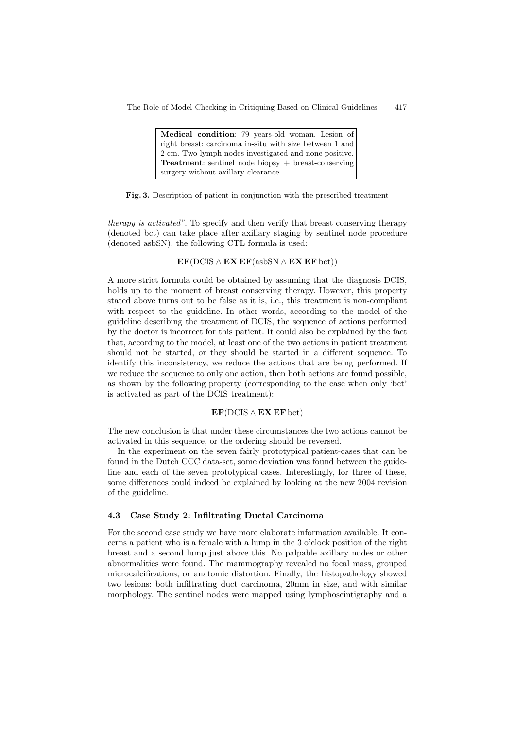**Medical condition**: 79 years-old woman. Lesion of right breast: carcinoma in-situ with size between 1 and 2 cm. Two lymph nodes investigated and none positive.
**Treatment**: sentinel node biopsy + breast-conserving surgery without axillary clearance.

**Fig. 3.** Description of patient in conjunction with the prescribed treatment

*therapy is activated"*. To specify and then verify that breast conserving therapy (denoted bct) can take place after axillary staging by sentinel node procedure (denoted asbSN), the following CTL formula is used:

$$\mathbf{EF}(\text{DCIS} \wedge \mathbf{EX}\,\mathbf{EF}(\text{asbSN} \wedge \mathbf{EX}\,\mathbf{EF}\,\text{bct}))$$

A more strict formula could be obtained by assuming that the diagnosis DCIS, holds up to the moment of breast conserving therapy. However, this property stated above turns out to be false as it is, i.e., this treatment is non-compliant with respect to the guideline. In other words, according to the model of the guideline describing the treatment of DCIS, the sequence of actions performed by the doctor is incorrect for this patient. It could also be explained by the fact that, according to the model, at least one of the two actions in patient treatment should not be started, or they should be started in a different sequence. To identify this inconsistency, we reduce the actions that are being performed. If we reduce the sequence to only one action, then both actions are found possible, as shown by the following property (corresponding to the case when only 'bct' is activated as part of the DCIS treatment):

$$\mathbf{EF}(\text{DCIS} \wedge \mathbf{EX}\,\mathbf{EF}\,\text{bct})$$

The new conclusion is that under these circumstances the two actions cannot be activated in this sequence, or the ordering should be reversed.

In the experiment on the seven fairly prototypical patient-cases that can be found in the Dutch CCC data-set, some deviation was found between the guideline and each of the seven prototypical cases. Interestingly, for three of these, some differences could indeed be explained by looking at the new 2004 revision of the guideline.

### 4.3 Case Study 2: Infiltrating Ductal Carcinoma

For the second case study we have more elaborate information available. It concerns a patient who is a female with a lump in the 3 o'clock position of the right breast and a second lump just above this. No palpable axillary nodes or other abnormalities were found. The mammography revealed no focal mass, grouped microcalcifications, or anatomic distortion. Finally, the histopathology showed two lesions: both infiltrating duct carcinoma, 20mm in size, and with similar morphology. The sentinel nodes were mapped using lymphoscintigraphy and a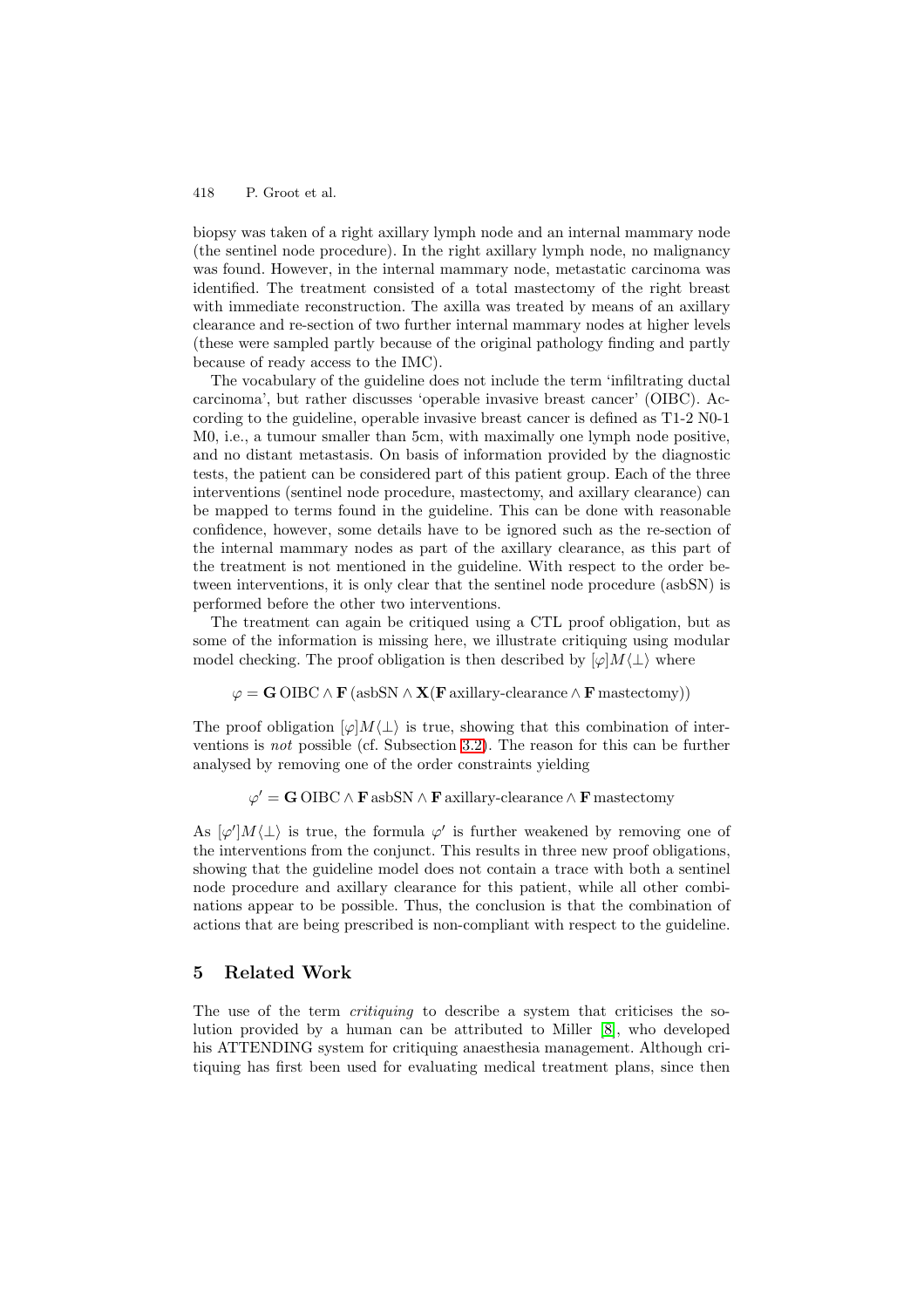biopsy was taken of a right axillary lymph node and an internal mammary node (the sentinel node procedure). In the right axillary lymph node, no malignancy was found. However, in the internal mammary node, metastatic carcinoma was identified. The treatment consisted of a total mastectomy of the right breast with immediate reconstruction. The axilla was treated by means of an axillary clearance and re-section of two further internal mammary nodes at higher levels (these were sampled partly because of the original pathology finding and partly because of ready access to the IMC).

The vocabulary of the guideline does not include the term 'infiltrating ductal carcinoma', but rather discusses 'operable invasive breast cancer' (OIBC). According to the guideline, operable invasive breast cancer is defined as T1-2 N0-1 M0, i.e., a tumour smaller than 5cm, with maximally one lymph node positive, and no distant metastasis. On basis of information provided by the diagnostic tests, the patient can be considered part of this patient group. Each of the three interventions (sentinel node procedure, mastectomy, and axillary clearance) can be mapped to terms found in the guideline. This can be done with reasonable confidence, however, some details have to be ignored such as the re-section of the internal mammary nodes as part of the axillary clearance, as this part of the treatment is not mentioned in the guideline. With respect to the order between interventions, it is only clear that the sentinel node procedure (asbSN) is performed before the other two interventions.

The treatment can again be critiqued using a CTL proof obligation, but as some of the information is missing here, we illustrate critiquing using modular model checking. The proof obligation is then described by $[\varphi]M\langle\bot\rangle$ where

$$\varphi = \mathbf{G}\,\text{OIBC} \wedge \mathbf{F}\,(\text{asbSN} \wedge \mathbf{X}(\mathbf{F}\,\text{axillary-clearance} \wedge \mathbf{F}\,\text{mastectomy}))$$

The proof obligation $[\varphi]M\langle\bot\rangle$ is true, showing that this combination of interventions is *not* possible (cf. Subsection 3.2). The reason for this can be further analysed by removing one of the order constraints yielding

$$\varphi' = \mathbf{G}\,\text{OIBC} \wedge \mathbf{F}\,\text{asbSN} \wedge \mathbf{F}\,\text{axillary-clearance} \wedge \mathbf{F}\,\text{mastectomy}$$

As $[\varphi']M\langle\bot\rangle$ is true, the formula $\varphi'$ is further weakened by removing one of the interventions from the conjunct. This results in three new proof obligations, showing that the guideline model does not contain a trace with both a sentinel node procedure and axillary clearance for this patient, while all other combinations appear to be possible. Thus, the conclusion is that the combination of actions that are being prescribed is non-compliant with respect to the guideline.

## 5 Related Work

The use of the term *critiquing* to describe a system that criticises the solution provided by a human can be attributed to Miller [8], who developed his ATTENDING system for critiquing anaesthesia management. Although critiquing has first been used for evaluating medical treatment plans, since then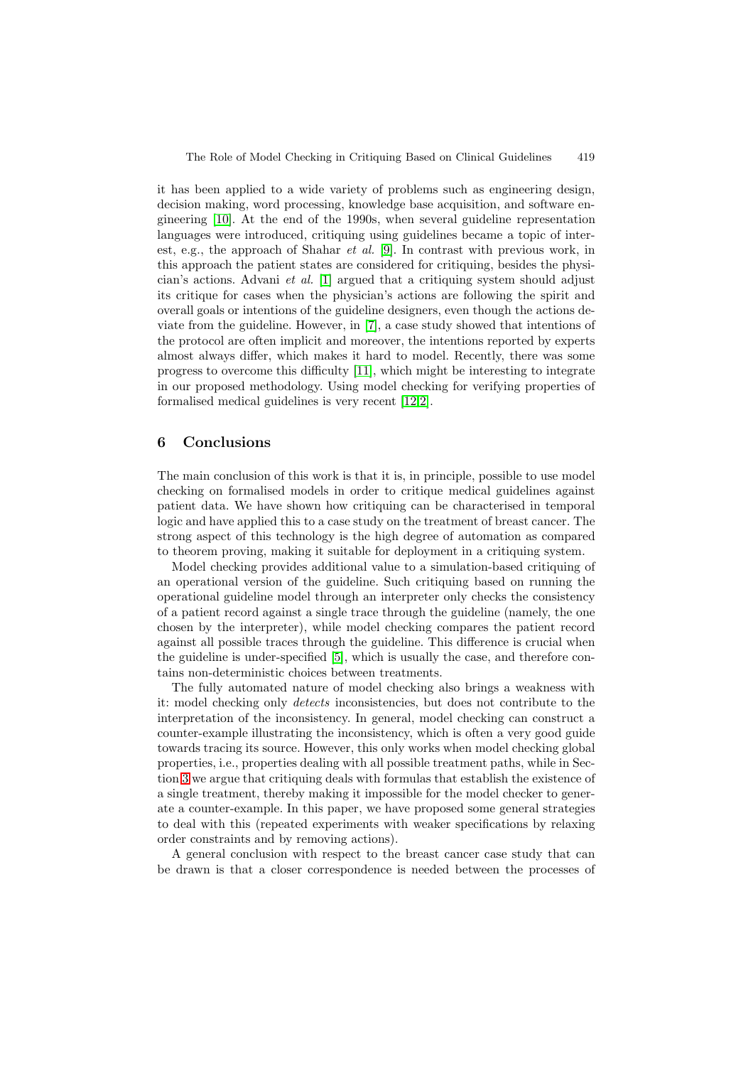it has been applied to a wide variety of problems such as engineering design, decision making, word processing, knowledge base acquisition, and software engineering [10]. At the end of the 1990s, when several guideline representation languages were introduced, critiquing using guidelines became a topic of interest, e.g., the approach of Shahar *et al.* [9]. In contrast with previous work, in this approach the patient states are considered for critiquing, besides the physician's actions. Advani *et al.* [1] argued that a critiquing system should adjust its critique for cases when the physician's actions are following the spirit and overall goals or intentions of the guideline designers, even though the actions deviate from the guideline. However, in [7], a case study showed that intentions of the protocol are often implicit and moreover, the intentions reported by experts almost always differ, which makes it hard to model. Recently, there was some progress to overcome this difficulty [11], which might be interesting to integrate in our proposed methodology. Using model checking for verifying properties of formalised medical guidelines is very recent [12,2].

## 6 Conclusions

The main conclusion of this work is that it is, in principle, possible to use model checking on formalised models in order to critique medical guidelines against patient data. We have shown how critiquing can be characterised in temporal logic and have applied this to a case study on the treatment of breast cancer. The strong aspect of this technology is the high degree of automation as compared to theorem proving, making it suitable for deployment in a critiquing system.

Model checking provides additional value to a simulation-based critiquing of an operational version of the guideline. Such critiquing based on running the operational guideline model through an interpreter only checks the consistency of a patient record against a single trace through the guideline (namely, the one chosen by the interpreter), while model checking compares the patient record against all possible traces through the guideline. This difference is crucial when the guideline is under-specified [5], which is usually the case, and therefore contains non-deterministic choices between treatments.

The fully automated nature of model checking also brings a weakness with it: model checking only *detects* inconsistencies, but does not contribute to the interpretation of the inconsistency. In general, model checking can construct a counter-example illustrating the inconsistency, which is often a very good guide towards tracing its source. However, this only works when model checking global properties, i.e., properties dealing with all possible treatment paths, while in Section 3 we argue that critiquing deals with formulas that establish the existence of a single treatment, thereby making it impossible for the model checker to generate a counter-example. In this paper, we have proposed some general strategies to deal with this (repeated experiments with weaker specifications by relaxing order constraints and by removing actions).

A general conclusion with respect to the breast cancer case study that can be drawn is that a closer correspondence is needed between the processes of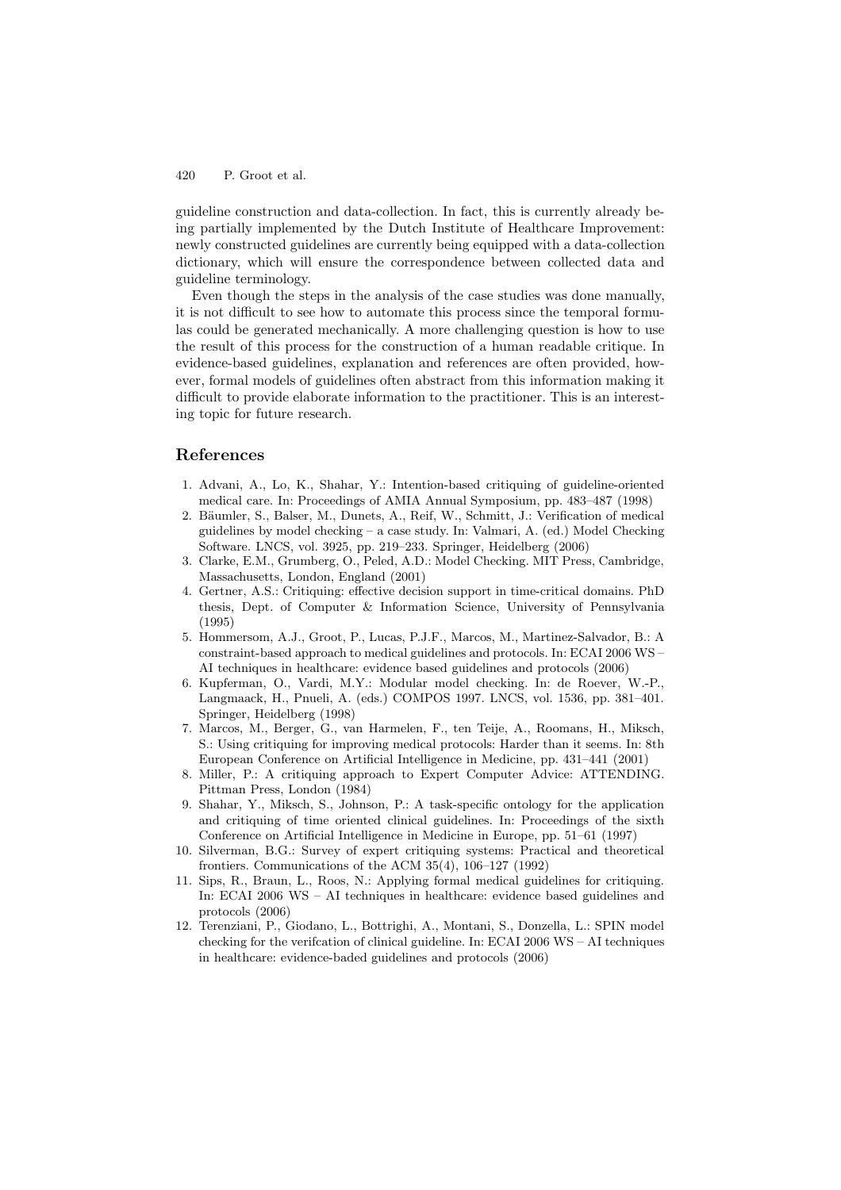guideline construction and data-collection. In fact, this is currently already being partially implemented by the Dutch Institute of Healthcare Improvement: newly constructed guidelines are currently being equipped with a data-collection dictionary, which will ensure the correspondence between collected data and guideline terminology.

Even though the steps in the analysis of the case studies was done manually, it is not difficult to see how to automate this process since the temporal formulas could be generated mechanically. A more challenging question is how to use the result of this process for the construction of a human readable critique. In evidence-based guidelines, explanation and references are often provided, however, formal models of guidelines often abstract from this information making it difficult to provide elaborate information to the practitioner. This is an interesting topic for future research.

## References

1. Advani, A., Lo, K., Shahar, Y.: Intention-based critiquing of guideline-oriented medical care. In: Proceedings of AMIA Annual Symposium, pp. 483–487 (1998)
2. Bäumler, S., Balser, M., Dunets, A., Reif, W., Schmitt, J.: Verification of medical guidelines by model checking – a case study. In: Valmari, A. (ed.) Model Checking Software. LNCS, vol. 3925, pp. 219–233. Springer, Heidelberg (2006)
3. Clarke, E.M., Grumberg, O., Peled, A.D.: Model Checking. MIT Press, Cambridge, Massachusetts, London, England (2001)
4. Gertner, A.S.: Critiquing: effective decision support in time-critical domains. PhD thesis, Dept. of Computer & Information Science, University of Pennsylvania (1995)
5. Hommersom, A.J., Groot, P., Lucas, P.J.F., Marcos, M., Martinez-Salvador, B.: A constraint-based approach to medical guidelines and protocols. In: ECAI 2006 WS – AI techniques in healthcare: evidence based guidelines and protocols (2006)
6. Kupferman, O., Vardi, M.Y.: Modular model checking. In: de Roever, W.-P., Langmaack, H., Pnueli, A. (eds.) COMPOS 1997. LNCS, vol. 1536, pp. 381–401. Springer, Heidelberg (1998)
7. Marcos, M., Berger, G., van Harmelen, F., ten Teije, A., Roomans, H., Miksch, S.: Using critiquing for improving medical protocols: Harder than it seems. In: 8th European Conference on Artificial Intelligence in Medicine, pp. 431–441 (2001)
8. Miller, P.: A critiquing approach to Expert Computer Advice: ATTENDING. Pittman Press, London (1984)
9. Shahar, Y., Miksch, S., Johnson, P.: A task-specific ontology for the application and critiquing of time oriented clinical guidelines. In: Proceedings of the sixth Conference on Artificial Intelligence in Medicine in Europe, pp. 51–61 (1997)
10. Silverman, B.G.: Survey of expert critiquing systems: Practical and theoretical frontiers. Communications of the ACM 35(4), 106–127 (1992)
11. Sips, R., Braun, L., Roos, N.: Applying formal medical guidelines for critiquing. In: ECAI 2006 WS – AI techniques in healthcare: evidence based guidelines and protocols (2006)
12. Terenziani, P., Giodano, L., Bottrighi, A., Montani, S., Donzella, L.: SPIN model checking for the verifcation of clinical guideline. In: ECAI 2006 WS – AI techniques in healthcare: evidence-baded guidelines and protocols (2006)